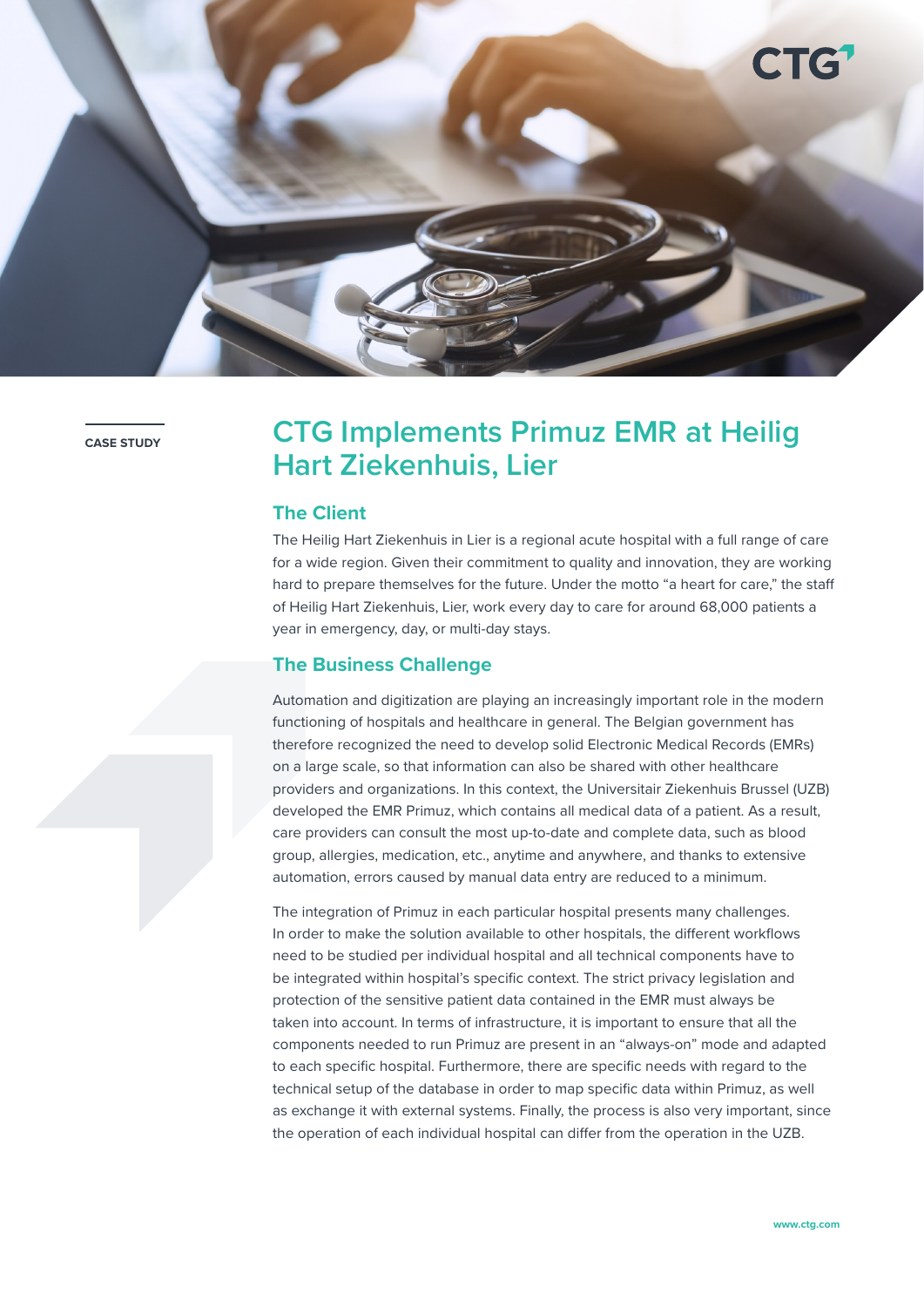CASE STUDY

# CTG Implements Primuz EMR at Heilig Hart Ziekenhuis, Lier

## The Client

The Heilig Hart Ziekenhuis in Lier is a regional acute hospital with a full range of care for a wide region. Given their commitment to quality and innovation, they are working hard to prepare themselves for the future. Under the motto "a heart for care," the staff of Heilig Hart Ziekenhuis, Lier, work every day to care for around 68,000 patients a year in emergency, day, or multi-day stays.

## The Business Challenge

Automation and digitization are playing an increasingly important role in the modern functioning of hospitals and healthcare in general. The Belgian government has therefore recognized the need to develop solid Electronic Medical Records (EMRs) on a large scale, so that information can also be shared with other healthcare providers and organizations. In this context, the Universitair Ziekenhuis Brussel (UZB) developed the EMR Primuz, which contains all medical data of a patient. As a result, care providers can consult the most up-to-date and complete data, such as blood group, allergies, medication, etc., anytime and anywhere, and thanks to extensive automation, errors caused by manual data entry are reduced to a minimum.

The integration of Primuz in each particular hospital presents many challenges. In order to make the solution available to other hospitals, the different workflows need to be studied per individual hospital and all technical components have to be integrated within hospital's specific context. The strict privacy legislation and protection of the sensitive patient data contained in the EMR must always be taken into account. In terms of infrastructure, it is important to ensure that all the components needed to run Primuz are present in an "always-on" mode and adapted to each specific hospital. Furthermore, there are specific needs with regard to the technical setup of the database in order to map specific data within Primuz, as well as exchange it with external systems. Finally, the process is also very important, since the operation of each individual hospital can differ from the operation in the UZB.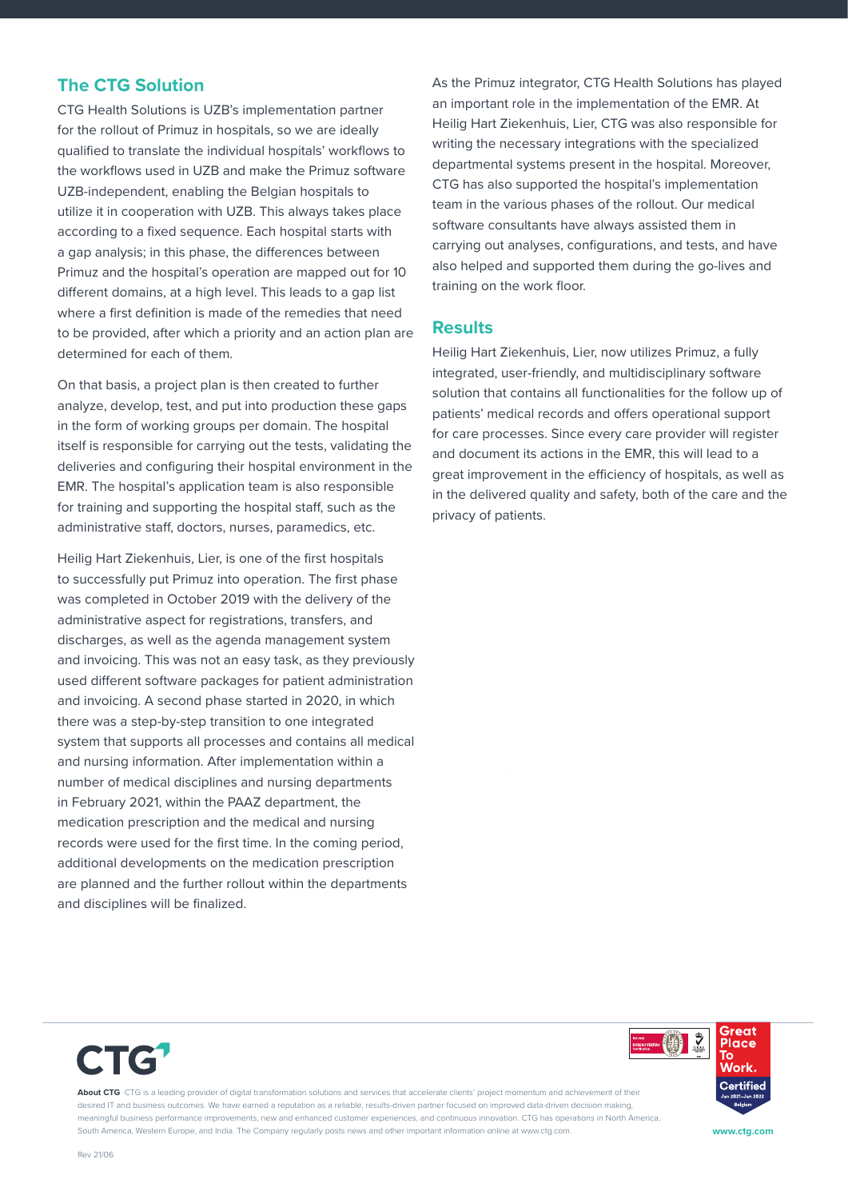## The CTG Solution

CTG Health Solutions is UZB's implementation partner for the rollout of Primuz in hospitals, so we are ideally qualified to translate the individual hospitals' workflows to the workflows used in UZB and make the Primuz software UZB-independent, enabling the Belgian hospitals to utilize it in cooperation with UZB. This always takes place according to a fixed sequence. Each hospital starts with a gap analysis; in this phase, the differences between Primuz and the hospital's operation are mapped out for 10 different domains, at a high level. This leads to a gap list where a first definition is made of the remedies that need to be provided, after which a priority and an action plan are determined for each of them.

On that basis, a project plan is then created to further analyze, develop, test, and put into production these gaps in the form of working groups per domain. The hospital itself is responsible for carrying out the tests, validating the deliveries and configuring their hospital environment in the EMR. The hospital's application team is also responsible for training and supporting the hospital staff, such as the administrative staff, doctors, nurses, paramedics, etc.

Heilig Hart Ziekenhuis, Lier, is one of the first hospitals to successfully put Primuz into operation. The first phase was completed in October 2019 with the delivery of the administrative aspect for registrations, transfers, and discharges, as well as the agenda management system and invoicing. This was not an easy task, as they previously used different software packages for patient administration and invoicing. A second phase started in 2020, in which there was a step-by-step transition to one integrated system that supports all processes and contains all medical and nursing information. After implementation within a number of medical disciplines and nursing departments in February 2021, within the PAAZ department, the medication prescription and the medical and nursing records were used for the first time. In the coming period, additional developments on the medication prescription are planned and the further rollout within the departments and disciplines will be finalized.

As the Primuz integrator, CTG Health Solutions has played an important role in the implementation of the EMR. At Heilig Hart Ziekenhuis, Lier, CTG was also responsible for writing the necessary integrations with the specialized departmental systems present in the hospital. Moreover, CTG has also supported the hospital's implementation team in the various phases of the rollout. Our medical software consultants have always assisted them in carrying out analyses, configurations, and tests, and have also helped and supported them during the go-lives and training on the work floor.

## Results

Heilig Hart Ziekenhuis, Lier, now utilizes Primuz, a fully integrated, user-friendly, and multidisciplinary software solution that contains all functionalities for the follow up of patients' medical records and offers operational support for care processes. Since every care provider will register and document its actions in the EMR, this will lead to a great improvement in the efficiency of hospitals, as well as in the delivered quality and safety, both of the care and the privacy of patients.

**About CTG** CTG is a leading provider of digital transformation solutions and services that accelerate clients' project momentum and achievement of their desired IT and business outcomes. We have earned a reputation as a reliable, results-driven partner focused on improved data-driven decision making, meaningful business performance improvements, new and enhanced customer experiences, and continuous innovation. CTG has operations in North America, South America, Western Europe, and India. The Company regularly posts news and other important information online at www.ctg.com.

Great Place To Work. Certified Jan 2021–Jan 2022 Belgium

www.ctg.com

Rev 21/06